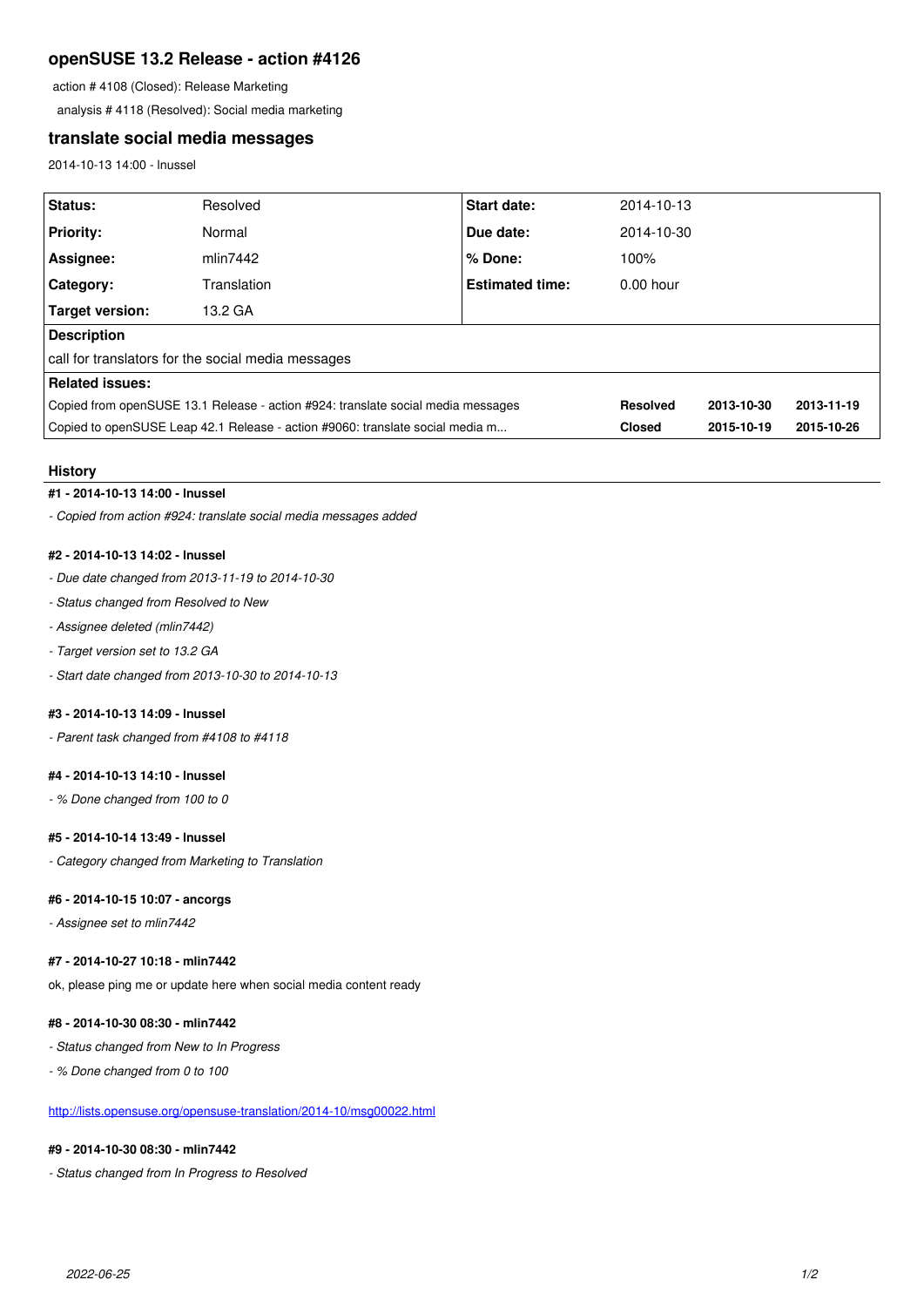## openSUSE 13.2 Release - action #4126

action # 4108 (Closed): Release Marketing

analysis # 4118 (Resolved): Social media marketing

### translate social media messages

2014-10-13 14:00 - lnussel

| | | | | | |
|---|---|---|---|---|---|
| **Status:** | Resolved | **Start date:** | 2014-10-13 | | |
| **Priority:** | Normal | **Due date:** | 2014-10-30 | | |
| **Assignee:** | mlin7442 | **% Done:** | 100% | | |
| **Category:** | Translation | **Estimated time:** | 0.00 hour | | |
| **Target version:** | 13.2 GA | | | | |
| **Description** | | | | | |
| call for translators for the social media messages | | | | | |
| **Related issues:** | | | | | |
| Copied from openSUSE 13.1 Release - action #924: translate social media messages | | | **Resolved** | **2013-10-30** | **2013-11-19** |
| Copied to openSUSE Leap 42.1 Release - action #9060: translate social media m... | | | **Closed** | **2015-10-19** | **2015-10-26** |

### History

#### #1 - 2014-10-13 14:00 - lnussel

*- Copied from action #924: translate social media messages added*

#### #2 - 2014-10-13 14:02 - lnussel

*- Due date changed from 2013-11-19 to 2014-10-30*

*- Status changed from Resolved to New*

*- Assignee deleted (mlin7442)*

*- Target version set to 13.2 GA*

*- Start date changed from 2013-10-30 to 2014-10-13*

#### #3 - 2014-10-13 14:09 - lnussel

*- Parent task changed from #4108 to #4118*

#### #4 - 2014-10-13 14:10 - lnussel

*- % Done changed from 100 to 0*

#### #5 - 2014-10-14 13:49 - lnussel

*- Category changed from Marketing to Translation*

#### #6 - 2014-10-15 10:07 - ancorgs

*- Assignee set to mlin7442*

#### #7 - 2014-10-27 10:18 - mlin7442

ok, please ping me or update here when social media content ready

#### #8 - 2014-10-30 08:30 - mlin7442

*- Status changed from New to In Progress*

*- % Done changed from 0 to 100*

http://lists.opensuse.org/opensuse-translation/2014-10/msg00022.html

#### #9 - 2014-10-30 08:30 - mlin7442

*- Status changed from In Progress to Resolved*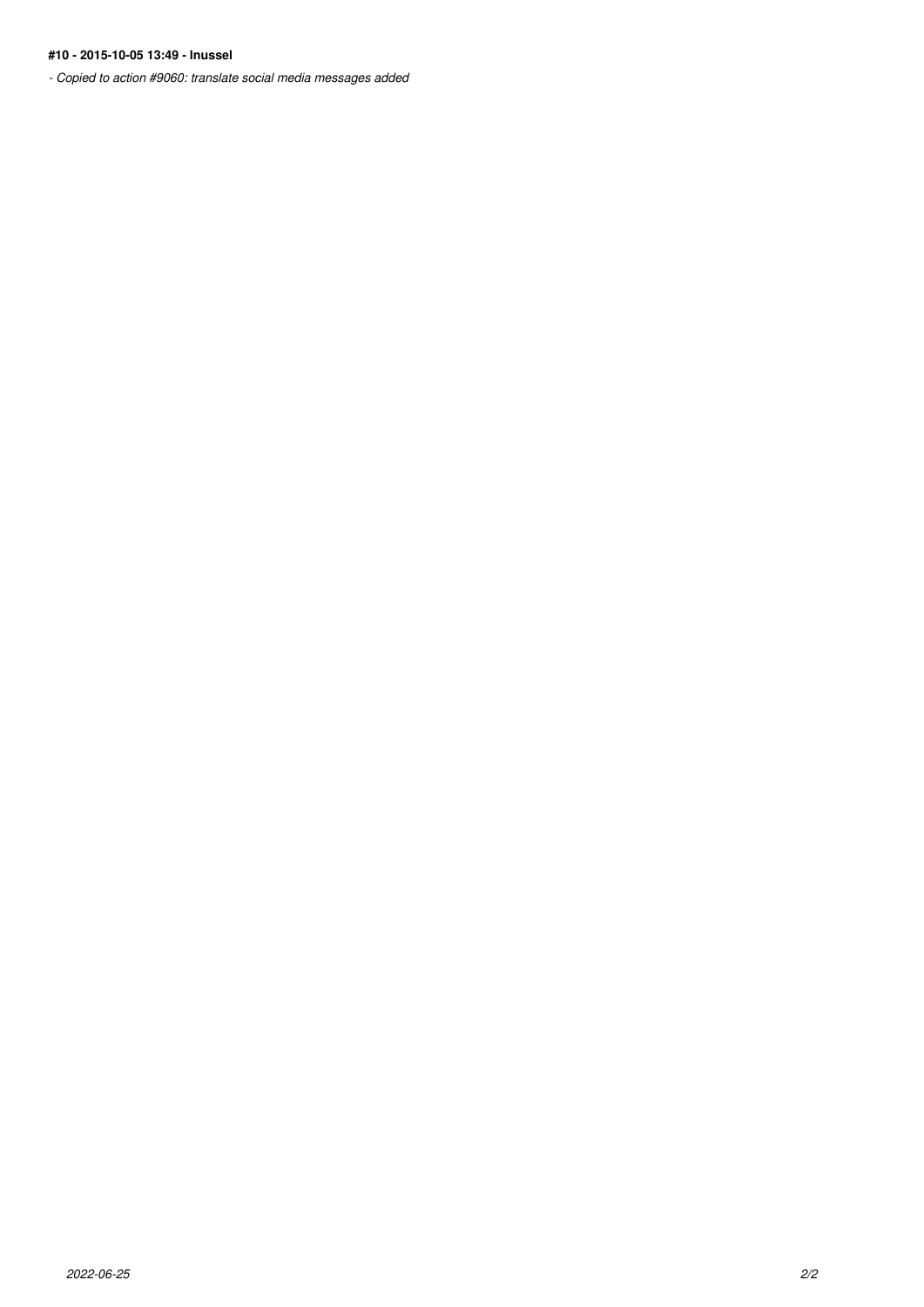**#10 - 2015-10-05 13:49 - lnussel**

*- Copied to action #9060: translate social media messages added*